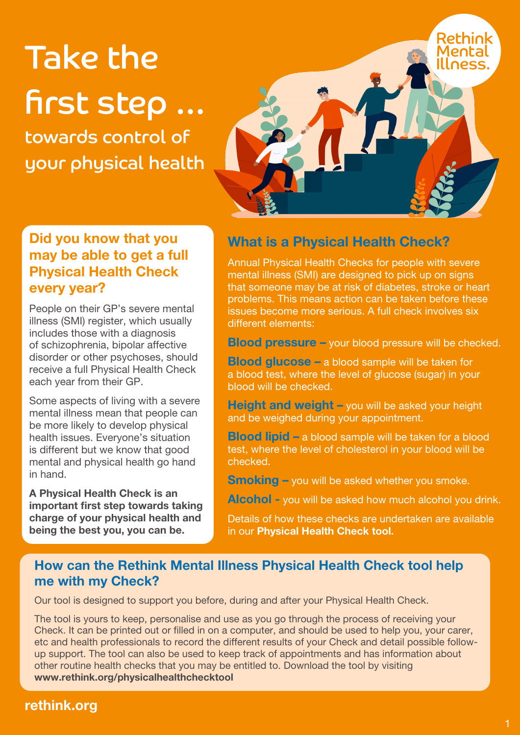# Take the first step ...

## towards control of your physical health

Rethink Mental Illness.

### Did you know that you may be able to get a full Physical Health Check every year?

People on their GP's severe mental illness (SMI) register, which usually includes those with a diagnosis of schizophrenia, bipolar affective disorder or other psychoses, should receive a full Physical Health Check each year from their GP.

Some aspects of living with a severe mental illness mean that people can be more likely to develop physical health issues. Everyone's situation is different but we know that good mental and physical health go hand in hand.

**A Physical Health Check is an important first step towards taking charge of your physical health and being the best you, you can be.**

### What is a Physical Health Check?

Annual Physical Health Checks for people with severe mental illness (SMI) are designed to pick up on signs that someone may be at risk of diabetes, stroke or heart problems. This means action can be taken before these issues become more serious. A full check involves six different elements:

**Blood pressure –** your blood pressure will be checked.

**Blood glucose –** a blood sample will be taken for a blood test, where the level of glucose (sugar) in your blood will be checked.

**Height and weight –** you will be asked your height and be weighed during your appointment.

**Blood lipid –** a blood sample will be taken for a blood test, where the level of cholesterol in your blood will be checked.

**Smoking –** you will be asked whether you smoke.

**Alcohol -** you will be asked how much alcohol you drink.

Details of how these checks are undertaken are available in our **Physical Health Check tool.**

### How can the Rethink Mental Illness Physical Health Check tool help me with my Check?

Our tool is designed to support you before, during and after your Physical Health Check.

The tool is yours to keep, personalise and use as you go through the process of receiving your Check. It can be printed out or filled in on a computer, and should be used to help you, your carer, etc and health professionals to record the different results of your Check and detail possible follow-up support. The tool can also be used to keep track of appointments and has information about other routine health checks that you may be entitled to. Download the tool by visiting **www.rethink.org/physicalhealthchecktool**

**rethink.org**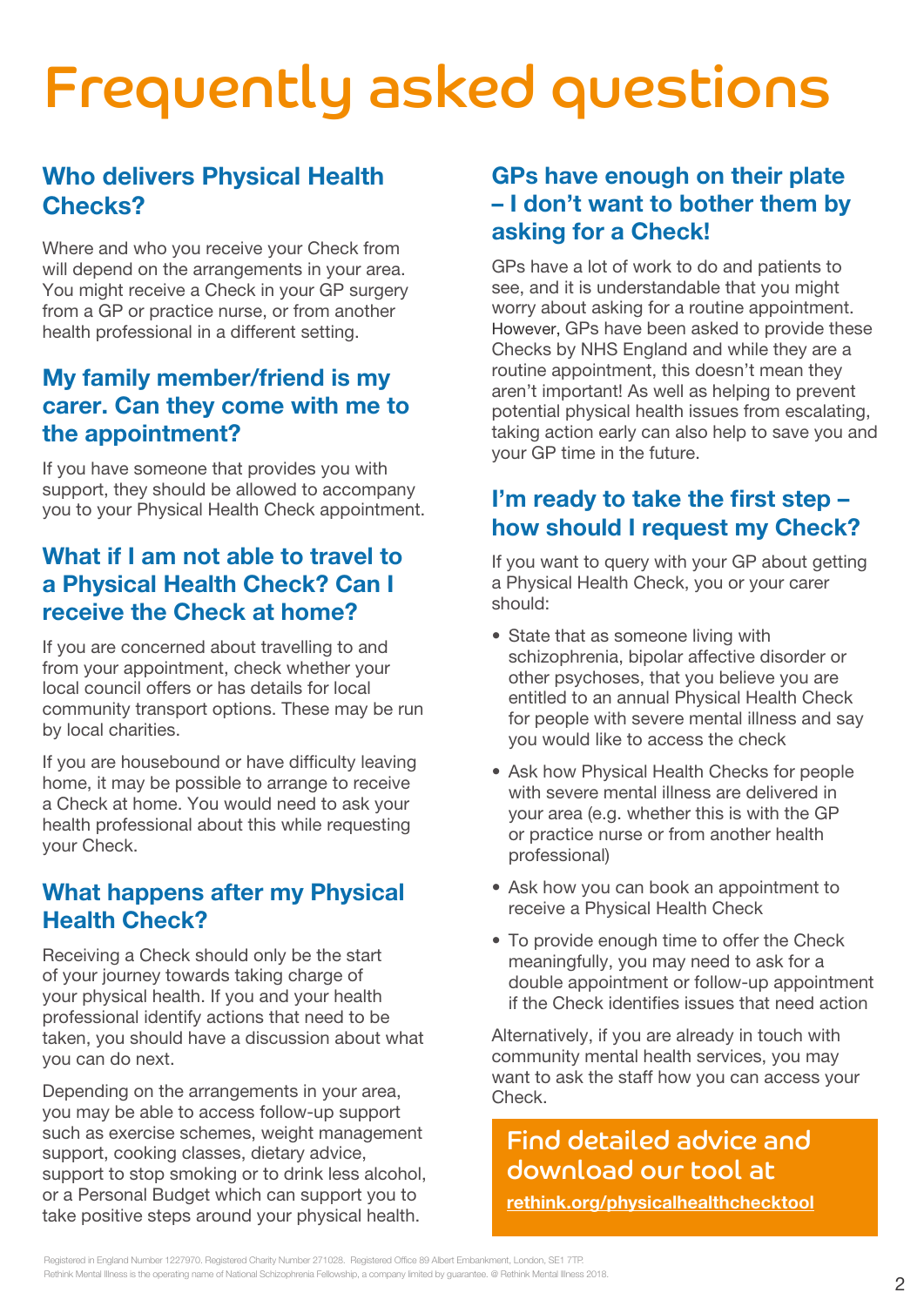# Frequently asked questions

## Who delivers Physical Health Checks?

Where and who you receive your Check from will depend on the arrangements in your area. You might receive a Check in your GP surgery from a GP or practice nurse, or from another health professional in a different setting.

## My family member/friend is my carer. Can they come with me to the appointment?

If you have someone that provides you with support, they should be allowed to accompany you to your Physical Health Check appointment.

## What if I am not able to travel to a Physical Health Check? Can I receive the Check at home?

If you are concerned about travelling to and from your appointment, check whether your local council offers or has details for local community transport options. These may be run by local charities.

If you are housebound or have difficulty leaving home, it may be possible to arrange to receive a Check at home. You would need to ask your health professional about this while requesting your Check.

## What happens after my Physical Health Check?

Receiving a Check should only be the start of your journey towards taking charge of your physical health. If you and your health professional identify actions that need to be taken, you should have a discussion about what you can do next.

Depending on the arrangements in your area, you may be able to access follow-up support such as exercise schemes, weight management support, cooking classes, dietary advice, support to stop smoking or to drink less alcohol, or a Personal Budget which can support you to take positive steps around your physical health.

## GPs have enough on their plate – I don't want to bother them by asking for a Check!

GPs have a lot of work to do and patients to see, and it is understandable that you might worry about asking for a routine appointment. However, GPs have been asked to provide these Checks by NHS England and while they are a routine appointment, this doesn't mean they aren't important! As well as helping to prevent potential physical health issues from escalating, taking action early can also help to save you and your GP time in the future.

## I'm ready to take the first step – how should I request my Check?

If you want to query with your GP about getting a Physical Health Check, you or your carer should:

- State that as someone living with schizophrenia, bipolar affective disorder or other psychoses, that you believe you are entitled to an annual Physical Health Check for people with severe mental illness and say you would like to access the check
- Ask how Physical Health Checks for people with severe mental illness are delivered in your area (e.g. whether this is with the GP or practice nurse or from another health professional)
- Ask how you can book an appointment to receive a Physical Health Check
- To provide enough time to offer the Check meaningfully, you may need to ask for a double appointment or follow-up appointment if the Check identifies issues that need action

Alternatively, if you are already in touch with community mental health services, you may want to ask the staff how you can access your Check.

**Find detailed advice and download our tool at**
**rethink.org/physicalhealthchecktool**

Registered in England Number 1227970. Registered Charity Number 271028. Registered Office 89 Albert Embankment, London, SE1 7TP.
Rethink Mental Illness is the operating name of National Schizophrenia Fellowship, a company limited by guarantee. © Rethink Mental Illness 2018.